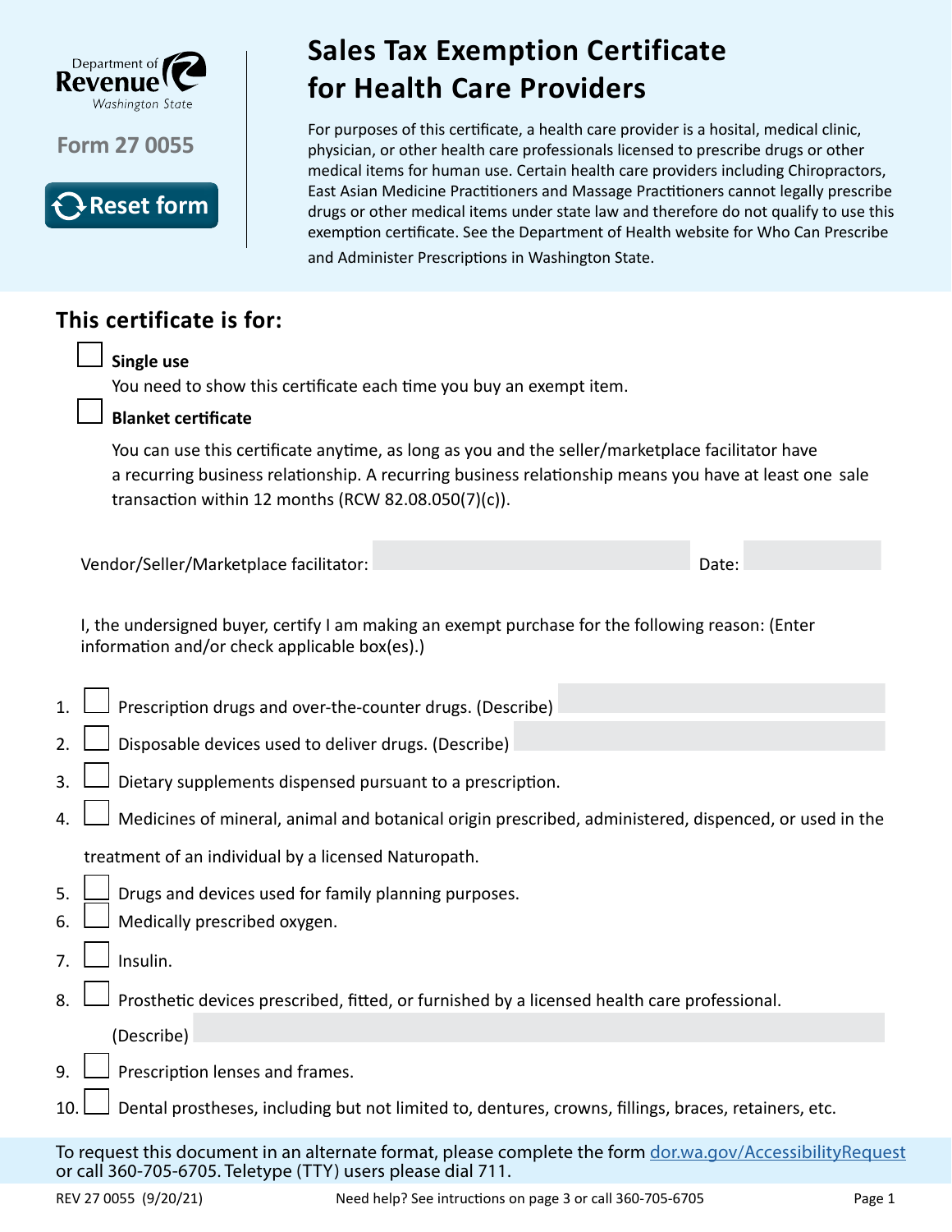Department of Revenue Washington State

Form 27 0055

# Sales Tax Exemption Certificate for Health Care Providers

For purposes of this certificate, a health care provider is a hosital, medical clinic, physician, or other health care professionals licensed to prescribe drugs or other medical items for human use. Certain health care providers including Chiropractors, East Asian Medicine Practitioners and Massage Practitioners cannot legally prescribe drugs or other medical items under state law and therefore do not qualify to use this exemption certificate. See the Department of Health website for Who Can Prescribe and Administer Prescriptions in Washington State.

## This certificate is for:

☐ **Single use**

You need to show this certificate each time you buy an exempt item.

☐ **Blanket certificate**

You can use this certificate anytime, as long as you and the seller/marketplace facilitator have a recurring business relationship. A recurring business relationship means you have at least one sale transaction within 12 months (RCW 82.08.050(7)(c)).

Vendor/Seller/Marketplace facilitator: ____________________ Date: __________

I, the undersigned buyer, certify I am making an exempt purchase for the following reason: (Enter information and/or check applicable box(es).)

1. ☐ Prescription drugs and over-the-counter drugs. (Describe) ____________________
2. ☐ Disposable devices used to deliver drugs. (Describe) ____________________
3. ☐ Dietary supplements dispensed pursuant to a prescription.
4. ☐ Medicines of mineral, animal and botanical origin prescribed, administered, dispenced, or used in the treatment of an individual by a licensed Naturopath.
5. ☐ Drugs and devices used for family planning purposes.
6. ☐ Medically prescribed oxygen.
7. ☐ Insulin.
8. ☐ Prosthetic devices prescribed, fitted, or furnished by a licensed health care professional. (Describe) ____________________
9. ☐ Prescription lenses and frames.
10. ☐ Dental prostheses, including but not limited to, dentures, crowns, fillings, braces, retainers, etc.

To request this document in an alternate format, please complete the form dor.wa.gov/AccessibilityRequest or call 360-705-6705. Teletype (TTY) users please dial 711.

REV 27 0055 (9/20/21) Need help? See intructions on page 3 or call 360-705-6705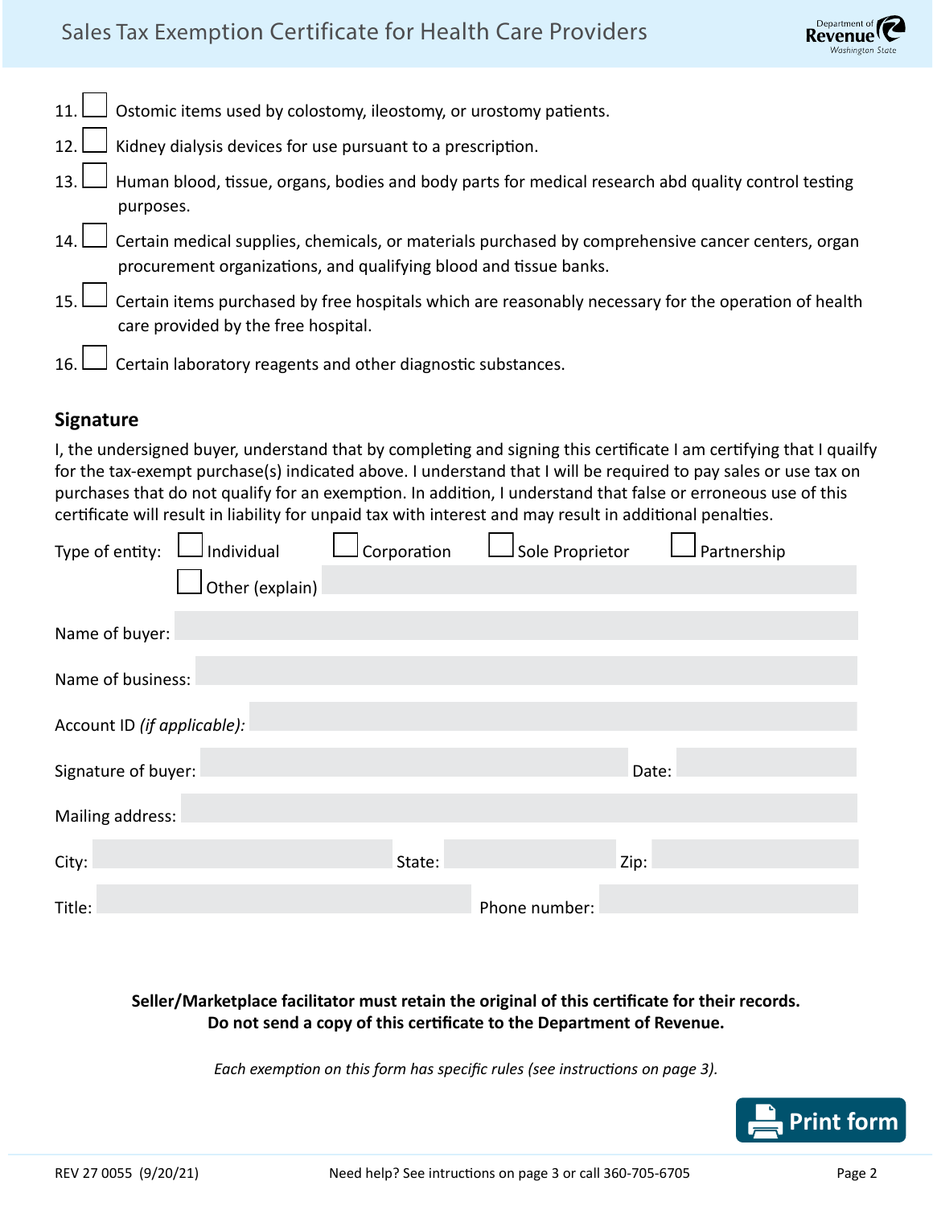11. ☐ Ostomic items used by colostomy, ileostomy, or urostomy patients.

12. ☐ Kidney dialysis devices for use pursuant to a prescription.

13. ☐ Human blood, tissue, organs, bodies and body parts for medical research abd quality control testing purposes.

14. ☐ Certain medical supplies, chemicals, or materials purchased by comprehensive cancer centers, organ procurement organizations, and qualifying blood and tissue banks.

15. ☐ Certain items purchased by free hospitals which are reasonably necessary for the operation of health care provided by the free hospital.

16. ☐ Certain laboratory reagents and other diagnostic substances.

## Signature

I, the undersigned buyer, understand that by completing and signing this certificate I am certifying that I quailfy for the tax-exempt purchase(s) indicated above. I understand that I will be required to pay sales or use tax on purchases that do not qualify for an exemption. In addition, I understand that false or erroneous use of this certificate will result in liability for unpaid tax with interest and may result in additional penalties.

Type of entity: ☐ Individual ☐ Corporation ☐ Sole Proprietor ☐ Partnership

☐ Other (explain):

Name of buyer:

Name of business:

Account ID *(if applicable)*:

Signature of buyer: Date:

Mailing address:

City: State: Zip:

Title: Phone number:

**Seller/Marketplace facilitator must retain the original of this certificate for their records.**
**Do not send a copy of this certificate to the Department of Revenue.**

*Each exemption on this form has specific rules (see instructions on page 3).*

Print form

REV 27 0055 (9/20/21) Need help? See intructions on page 3 or call 360-705-6705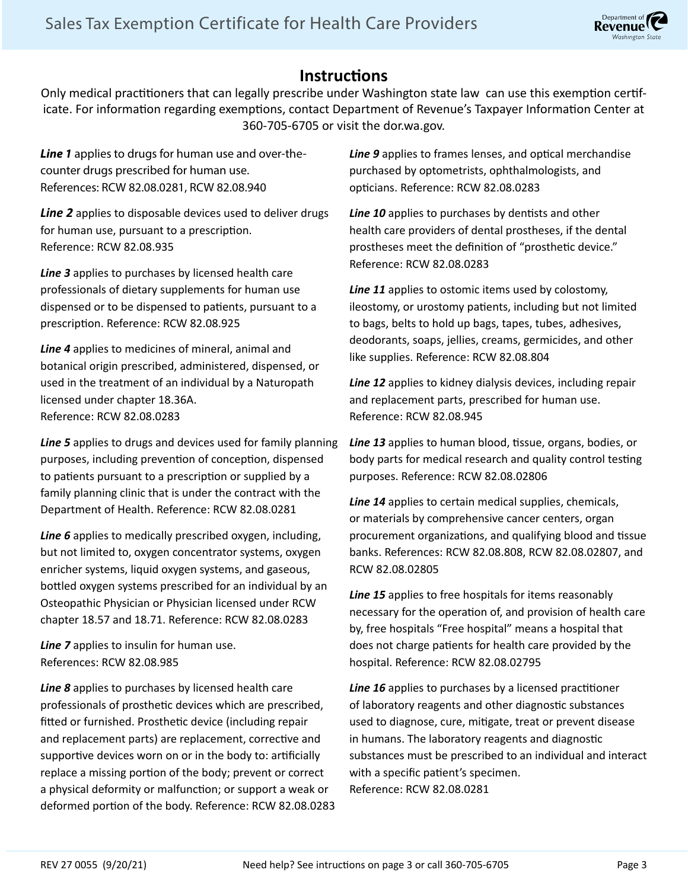# Sales Tax Exemption Certificate for Health Care Providers

## Instructions

Only medical practitioners that can legally prescribe under Washington state law can use this exemption certificate. For information regarding exemptions, contact Department of Revenue's Taxpayer Information Center at 360-705-6705 or visit the dor.wa.gov.

***Line 1*** applies to drugs for human use and over-the-counter drugs prescribed for human use. References: RCW 82.08.0281, RCW 82.08.940

***Line 2*** applies to disposable devices used to deliver drugs for human use, pursuant to a prescription. Reference: RCW 82.08.935

***Line 3*** applies to purchases by licensed health care professionals of dietary supplements for human use dispensed or to be dispensed to patients, pursuant to a prescription. Reference: RCW 82.08.925

***Line 4*** applies to medicines of mineral, animal and botanical origin prescribed, administered, dispensed, or used in the treatment of an individual by a Naturopath licensed under chapter 18.36A. Reference: RCW 82.08.0283

***Line 5*** applies to drugs and devices used for family planning purposes, including prevention of conception, dispensed to patients pursuant to a prescription or supplied by a family planning clinic that is under the contract with the Department of Health. Reference: RCW 82.08.0281

***Line 6*** applies to medically prescribed oxygen, including, but not limited to, oxygen concentrator systems, oxygen enricher systems, liquid oxygen systems, and gaseous, bottled oxygen systems prescribed for an individual by an Osteopathic Physician or Physician licensed under RCW chapter 18.57 and 18.71. Reference: RCW 82.08.0283

***Line 7*** applies to insulin for human use. References: RCW 82.08.985

***Line 8*** applies to purchases by licensed health care professionals of prosthetic devices which are prescribed, fitted or furnished. Prosthetic device (including repair and replacement parts) are replacement, corrective and supportive devices worn on or in the body to: artificially replace a missing portion of the body; prevent or correct a physical deformity or malfunction; or support a weak or deformed portion of the body. Reference: RCW 82.08.0283

***Line 9*** applies to frames lenses, and optical merchandise purchased by optometrists, ophthalmologists, and opticians. Reference: RCW 82.08.0283

***Line 10*** applies to purchases by dentists and other health care providers of dental prostheses, if the dental prostheses meet the definition of "prosthetic device." Reference: RCW 82.08.0283

***Line 11*** applies to ostomic items used by colostomy, ileostomy, or urostomy patients, including but not limited to bags, belts to hold up bags, tapes, tubes, adhesives, deodorants, soaps, jellies, creams, germicides, and other like supplies. Reference: RCW 82.08.804

***Line 12*** applies to kidney dialysis devices, including repair and replacement parts, prescribed for human use. Reference: RCW 82.08.945

***Line 13*** applies to human blood, tissue, organs, bodies, or body parts for medical research and quality control testing purposes. Reference: RCW 82.08.02806

***Line 14*** applies to certain medical supplies, chemicals, or materials by comprehensive cancer centers, organ procurement organizations, and qualifying blood and tissue banks. References: RCW 82.08.808, RCW 82.08.02807, and RCW 82.08.02805

***Line 15*** applies to free hospitals for items reasonably necessary for the operation of, and provision of health care by, free hospitals "Free hospital" means a hospital that does not charge patients for health care provided by the hospital. Reference: RCW 82.08.02795

***Line 16*** applies to purchases by a licensed practitioner of laboratory reagents and other diagnostic substances used to diagnose, cure, mitigate, treat or prevent disease in humans. The laboratory reagents and diagnostic substances must be prescribed to an individual and interact with a specific patient's specimen. Reference: RCW 82.08.0281